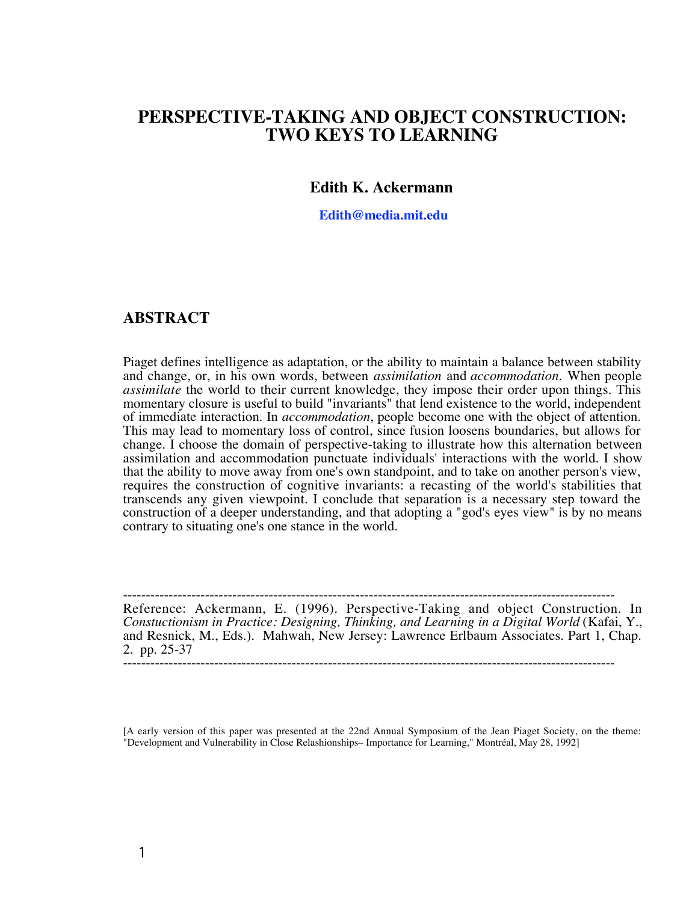# PERSPECTIVE-TAKING AND OBJECT CONSTRUCTION: TWO KEYS TO LEARNING

**Edith K. Ackermann**

**Edith@media.mit.edu**

## ABSTRACT

Piaget defines intelligence as adaptation, or the ability to maintain a balance between stability and change, or, in his own words, between *assimilation* and *accommodation*. When people *assimilate* the world to their current knowledge, they impose their order upon things. This momentary closure is useful to build "invariants" that lend existence to the world, independent of immediate interaction. In *accommodation*, people become one with the object of attention. This may lead to momentary loss of control, since fusion loosens boundaries, but allows for change. I choose the domain of perspective-taking to illustrate how this alternation between assimilation and accommodation punctuate individuals' interactions with the world. I show that the ability to move away from one's own standpoint, and to take on another person's view, requires the construction of cognitive invariants: a recasting of the world's stabilities that transcends any given viewpoint. I conclude that separation is a necessary step toward the construction of a deeper understanding, and that adopting a "god's eyes view" is by no means contrary to situating one's one stance in the world.

---

Reference: Ackermann, E. (1996). Perspective-Taking and object Construction. In *Constuctionism in Practice: Designing, Thinking, and Learning in a Digital World* (Kafai, Y., and Resnick, M., Eds.). Mahwah, New Jersey: Lawrence Erlbaum Associates. Part 1, Chap. 2. pp. 25-37

---

[A early version of this paper was presented at the 22nd Annual Symposium of the Jean Piaget Society, on the theme: "Development and Vulnerability in Close Relashionships– Importance for Learning," Montréal, May 28, 1992]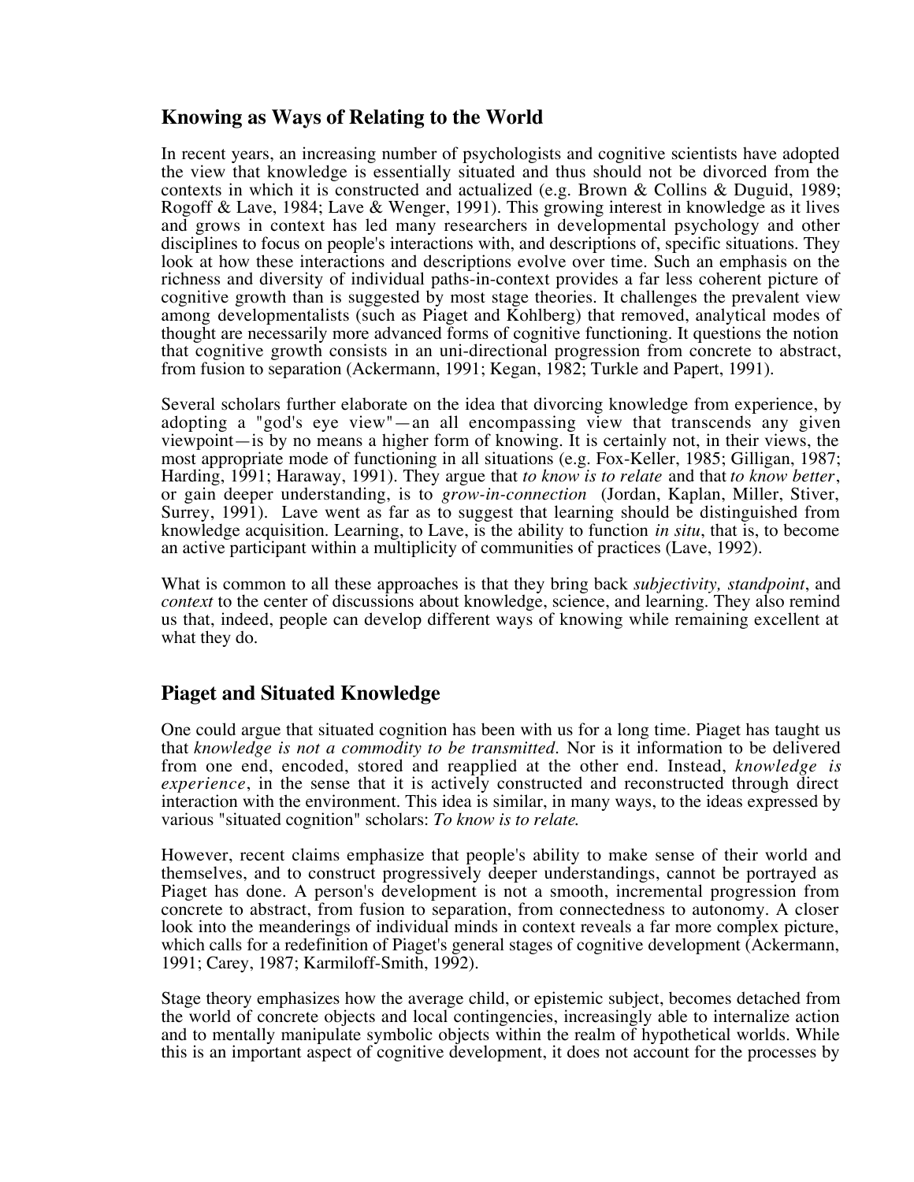## Knowing as Ways of Relating to the World

In recent years, an increasing number of psychologists and cognitive scientists have adopted the view that knowledge is essentially situated and thus should not be divorced from the contexts in which it is constructed and actualized (e.g. Brown & Collins & Duguid, 1989; Rogoff & Lave, 1984; Lave & Wenger, 1991). This growing interest in knowledge as it lives and grows in context has led many researchers in developmental psychology and other disciplines to focus on people's interactions with, and descriptions of, specific situations. They look at how these interactions and descriptions evolve over time. Such an emphasis on the richness and diversity of individual paths-in-context provides a far less coherent picture of cognitive growth than is suggested by most stage theories. It challenges the prevalent view among developmentalists (such as Piaget and Kohlberg) that removed, analytical modes of thought are necessarily more advanced forms of cognitive functioning. It questions the notion that cognitive growth consists in an uni-directional progression from concrete to abstract, from fusion to separation (Ackermann, 1991; Kegan, 1982; Turkle and Papert, 1991).

Several scholars further elaborate on the idea that divorcing knowledge from experience, by adopting a "god's eye view"—an all encompassing view that transcends any given viewpoint—is by no means a higher form of knowing. It is certainly not, in their views, the most appropriate mode of functioning in all situations (e.g. Fox-Keller, 1985; Gilligan, 1987; Harding, 1991; Haraway, 1991). They argue that *to know is to relate* and that *to know better*, or gain deeper understanding, is to *grow-in-connection* (Jordan, Kaplan, Miller, Stiver, Surrey, 1991). Lave went as far as to suggest that learning should be distinguished from knowledge acquisition. Learning, to Lave, is the ability to function *in situ*, that is, to become an active participant within a multiplicity of communities of practices (Lave, 1992).

What is common to all these approaches is that they bring back *subjectivity, standpoint*, and *context* to the center of discussions about knowledge, science, and learning. They also remind us that, indeed, people can develop different ways of knowing while remaining excellent at what they do.

## Piaget and Situated Knowledge

One could argue that situated cognition has been with us for a long time. Piaget has taught us that *knowledge is not a commodity to be transmitted.* Nor is it information to be delivered from one end, encoded, stored and reapplied at the other end. Instead, *knowledge is experience*, in the sense that it is actively constructed and reconstructed through direct interaction with the environment. This idea is similar, in many ways, to the ideas expressed by various "situated cognition" scholars: *To know is to relate.*

However, recent claims emphasize that people's ability to make sense of their world and themselves, and to construct progressively deeper understandings, cannot be portrayed as Piaget has done. A person's development is not a smooth, incremental progression from concrete to abstract, from fusion to separation, from connectedness to autonomy. A closer look into the meanderings of individual minds in context reveals a far more complex picture, which calls for a redefinition of Piaget's general stages of cognitive development (Ackermann, 1991; Carey, 1987; Karmiloff-Smith, 1992).

Stage theory emphasizes how the average child, or epistemic subject, becomes detached from the world of concrete objects and local contingencies, increasingly able to internalize action and to mentally manipulate symbolic objects within the realm of hypothetical worlds. While this is an important aspect of cognitive development, it does not account for the processes by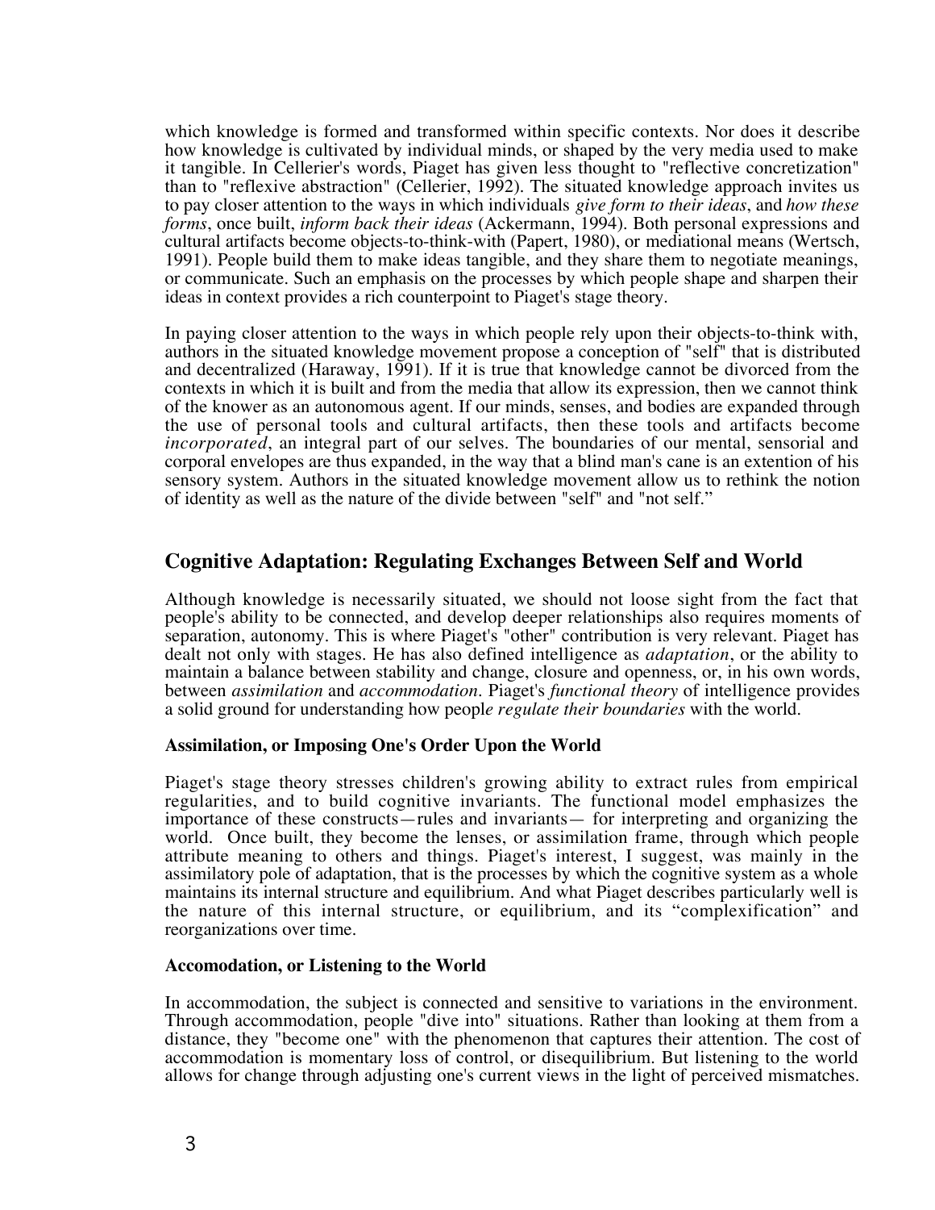which knowledge is formed and transformed within specific contexts. Nor does it describe how knowledge is cultivated by individual minds, or shaped by the very media used to make it tangible. In Cellerier's words, Piaget has given less thought to "reflective concretization" than to "reflexive abstraction" (Cellerier, 1992). The situated knowledge approach invites us to pay closer attention to the ways in which individuals *give form to their ideas*, and *how these forms*, once built, *inform back their ideas* (Ackermann, 1994). Both personal expressions and cultural artifacts become objects-to-think-with (Papert, 1980), or mediational means (Wertsch, 1991). People build them to make ideas tangible, and they share them to negotiate meanings, or communicate. Such an emphasis on the processes by which people shape and sharpen their ideas in context provides a rich counterpoint to Piaget's stage theory.

In paying closer attention to the ways in which people rely upon their objects-to-think with, authors in the situated knowledge movement propose a conception of "self" that is distributed and decentralized (Haraway, 1991). If it is true that knowledge cannot be divorced from the contexts in which it is built and from the media that allow its expression, then we cannot think of the knower as an autonomous agent. If our minds, senses, and bodies are expanded through the use of personal tools and cultural artifacts, then these tools and artifacts become *incorporated*, an integral part of our selves. The boundaries of our mental, sensorial and corporal envelopes are thus expanded, in the way that a blind man's cane is an extention of his sensory system. Authors in the situated knowledge movement allow us to rethink the notion of identity as well as the nature of the divide between "self" and "not self."

## Cognitive Adaptation: Regulating Exchanges Between Self and World

Although knowledge is necessarily situated, we should not loose sight from the fact that people's ability to be connected, and develop deeper relationships also requires moments of separation, autonomy. This is where Piaget's "other" contribution is very relevant. Piaget has dealt not only with stages. He has also defined intelligence as *adaptation*, or the ability to maintain a balance between stability and change, closure and openness, or, in his own words, between *assimilation* and *accommodation*. Piaget's *functional theory* of intelligence provides a solid ground for understanding how peopl*e regulate their boundaries* with the world.

### Assimilation, or Imposing One's Order Upon the World

Piaget's stage theory stresses children's growing ability to extract rules from empirical regularities, and to build cognitive invariants. The functional model emphasizes the importance of these constructs—rules and invariants— for interpreting and organizing the world. Once built, they become the lenses, or assimilation frame, through which people attribute meaning to others and things. Piaget's interest, I suggest, was mainly in the assimilatory pole of adaptation, that is the processes by which the cognitive system as a whole maintains its internal structure and equilibrium. And what Piaget describes particularly well is the nature of this internal structure, or equilibrium, and its "complexification" and reorganizations over time.

### Accomodation, or Listening to the World

In accommodation, the subject is connected and sensitive to variations in the environment. Through accommodation, people "dive into" situations. Rather than looking at them from a distance, they "become one" with the phenomenon that captures their attention. The cost of accommodation is momentary loss of control, or disequilibrium. But listening to the world allows for change through adjusting one's current views in the light of perceived mismatches.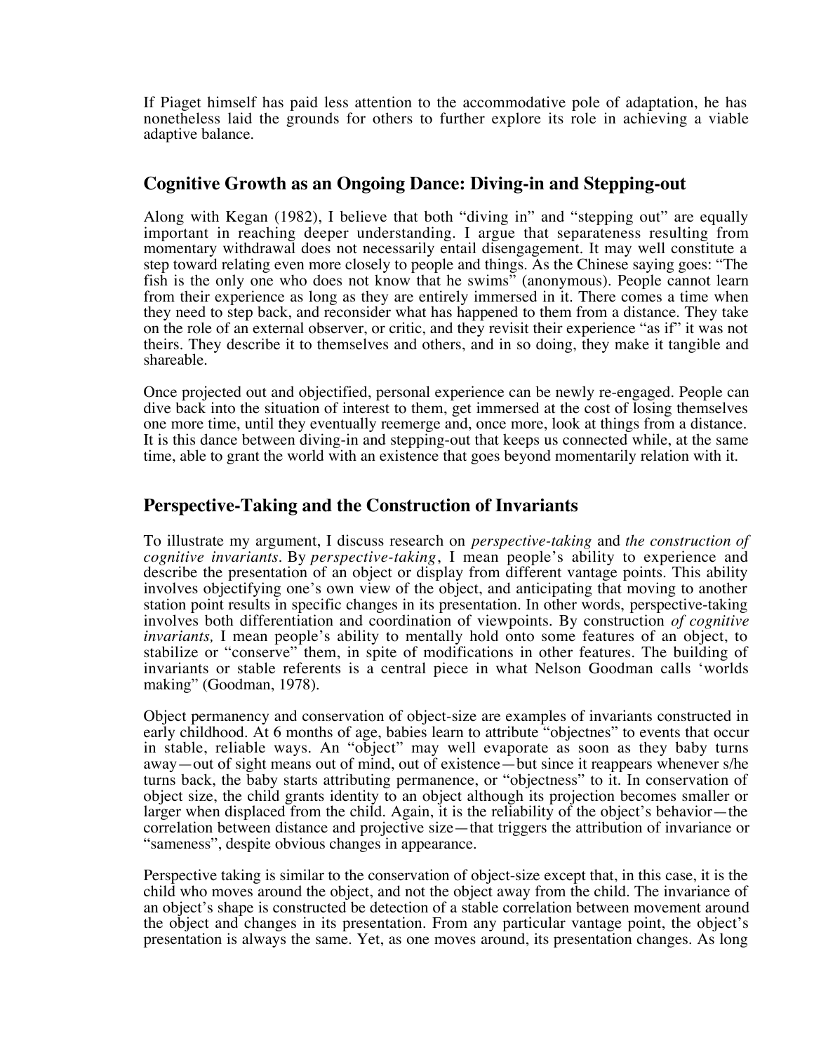If Piaget himself has paid less attention to the accommodative pole of adaptation, he has nonetheless laid the grounds for others to further explore its role in achieving a viable adaptive balance.

## Cognitive Growth as an Ongoing Dance: Diving-in and Stepping-out

Along with Kegan (1982), I believe that both "diving in" and "stepping out" are equally important in reaching deeper understanding. I argue that separateness resulting from momentary withdrawal does not necessarily entail disengagement. It may well constitute a step toward relating even more closely to people and things. As the Chinese saying goes: "The fish is the only one who does not know that he swims" (anonymous). People cannot learn from their experience as long as they are entirely immersed in it. There comes a time when they need to step back, and reconsider what has happened to them from a distance. They take on the role of an external observer, or critic, and they revisit their experience "as if" it was not theirs. They describe it to themselves and others, and in so doing, they make it tangible and shareable.

Once projected out and objectified, personal experience can be newly re-engaged. People can dive back into the situation of interest to them, get immersed at the cost of losing themselves one more time, until they eventually reemerge and, once more, look at things from a distance. It is this dance between diving-in and stepping-out that keeps us connected while, at the same time, able to grant the world with an existence that goes beyond momentarily relation with it.

## Perspective-Taking and the Construction of Invariants

To illustrate my argument, I discuss research on *perspective-taking* and *the construction of cognitive invariants*. By *perspective-taking*, I mean people's ability to experience and describe the presentation of an object or display from different vantage points. This ability involves objectifying one's own view of the object, and anticipating that moving to another station point results in specific changes in its presentation. In other words, perspective-taking involves both differentiation and coordination of viewpoints. By construction *of cognitive invariants,* I mean people's ability to mentally hold onto some features of an object, to stabilize or "conserve" them, in spite of modifications in other features. The building of invariants or stable referents is a central piece in what Nelson Goodman calls 'worlds making" (Goodman, 1978).

Object permanency and conservation of object-size are examples of invariants constructed in early childhood. At 6 months of age, babies learn to attribute "objectnes" to events that occur in stable, reliable ways. An "object" may well evaporate as soon as they baby turns away—out of sight means out of mind, out of existence—but since it reappears whenever s/he turns back, the baby starts attributing permanence, or "objectness" to it. In conservation of object size, the child grants identity to an object although its projection becomes smaller or larger when displaced from the child. Again, it is the reliability of the object's behavior—the correlation between distance and projective size—that triggers the attribution of invariance or "sameness", despite obvious changes in appearance.

Perspective taking is similar to the conservation of object-size except that, in this case, it is the child who moves around the object, and not the object away from the child. The invariance of an object's shape is constructed be detection of a stable correlation between movement around the object and changes in its presentation. From any particular vantage point, the object's presentation is always the same. Yet, as one moves around, its presentation changes. As long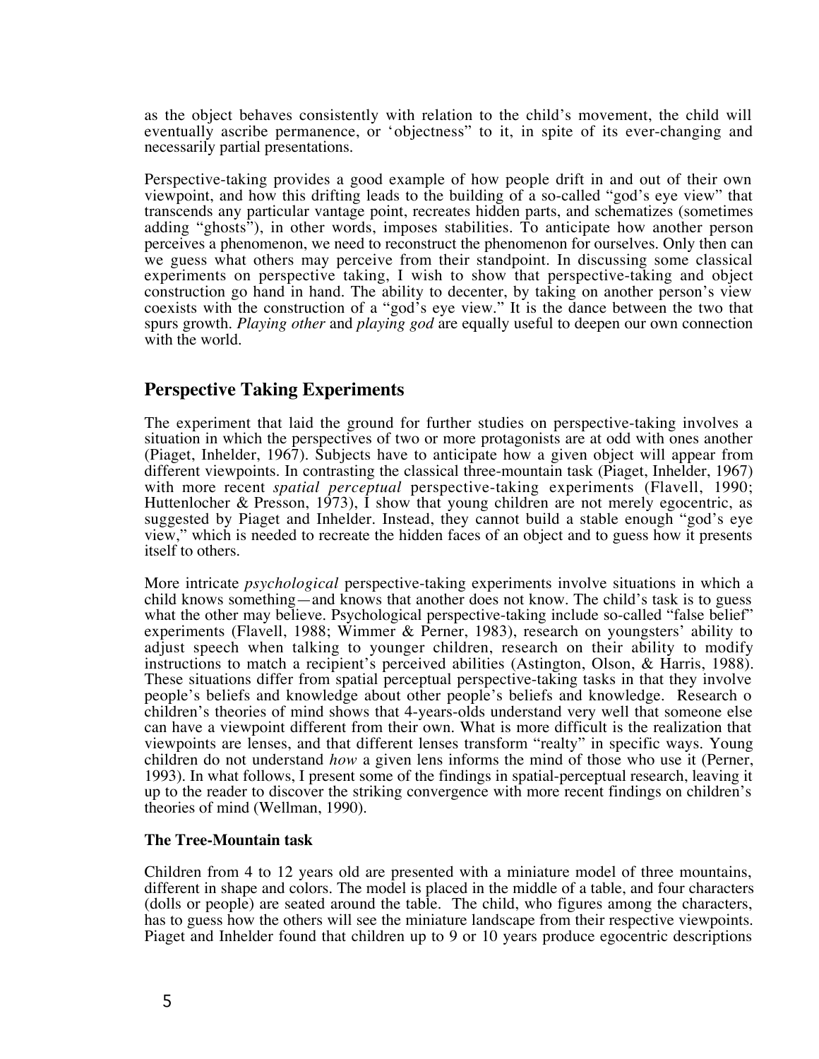as the object behaves consistently with relation to the child's movement, the child will eventually ascribe permanence, or 'objectness" to it, in spite of its ever-changing and necessarily partial presentations.

Perspective-taking provides a good example of how people drift in and out of their own viewpoint, and how this drifting leads to the building of a so-called "god's eye view" that transcends any particular vantage point, recreates hidden parts, and schematizes (sometimes adding "ghosts"), in other words, imposes stabilities. To anticipate how another person perceives a phenomenon, we need to reconstruct the phenomenon for ourselves. Only then can we guess what others may perceive from their standpoint. In discussing some classical experiments on perspective taking, I wish to show that perspective-taking and object construction go hand in hand. The ability to decenter, by taking on another person's view coexists with the construction of a "god's eye view." It is the dance between the two that spurs growth. *Playing other* and *playing god* are equally useful to deepen our own connection with the world.

## Perspective Taking Experiments

The experiment that laid the ground for further studies on perspective-taking involves a situation in which the perspectives of two or more protagonists are at odd with ones another (Piaget, Inhelder, 1967). Subjects have to anticipate how a given object will appear from different viewpoints. In contrasting the classical three-mountain task (Piaget, Inhelder, 1967) with more recent *spatial perceptual* perspective-taking experiments (Flavell, 1990; Huttenlocher & Presson, 1973), I show that young children are not merely egocentric, as suggested by Piaget and Inhelder. Instead, they cannot build a stable enough "god's eye view," which is needed to recreate the hidden faces of an object and to guess how it presents itself to others.

More intricate *psychological* perspective-taking experiments involve situations in which a child knows something—and knows that another does not know. The child's task is to guess what the other may believe. Psychological perspective-taking include so-called "false belief" experiments (Flavell, 1988; Wimmer & Perner, 1983), research on youngsters' ability to adjust speech when talking to younger children, research on their ability to modify instructions to match a recipient's perceived abilities (Astington, Olson, & Harris, 1988). These situations differ from spatial perceptual perspective-taking tasks in that they involve people's beliefs and knowledge about other people's beliefs and knowledge. Research o children's theories of mind shows that 4-years-olds understand very well that someone else can have a viewpoint different from their own. What is more difficult is the realization that viewpoints are lenses, and that different lenses transform "realty" in specific ways. Young children do not understand *how* a given lens informs the mind of those who use it (Perner, 1993). In what follows, I present some of the findings in spatial-perceptual research, leaving it up to the reader to discover the striking convergence with more recent findings on children's theories of mind (Wellman, 1990).

**The Tree-Mountain task**

Children from 4 to 12 years old are presented with a miniature model of three mountains, different in shape and colors. The model is placed in the middle of a table, and four characters (dolls or people) are seated around the table. The child, who figures among the characters, has to guess how the others will see the miniature landscape from their respective viewpoints. Piaget and Inhelder found that children up to 9 or 10 years produce egocentric descriptions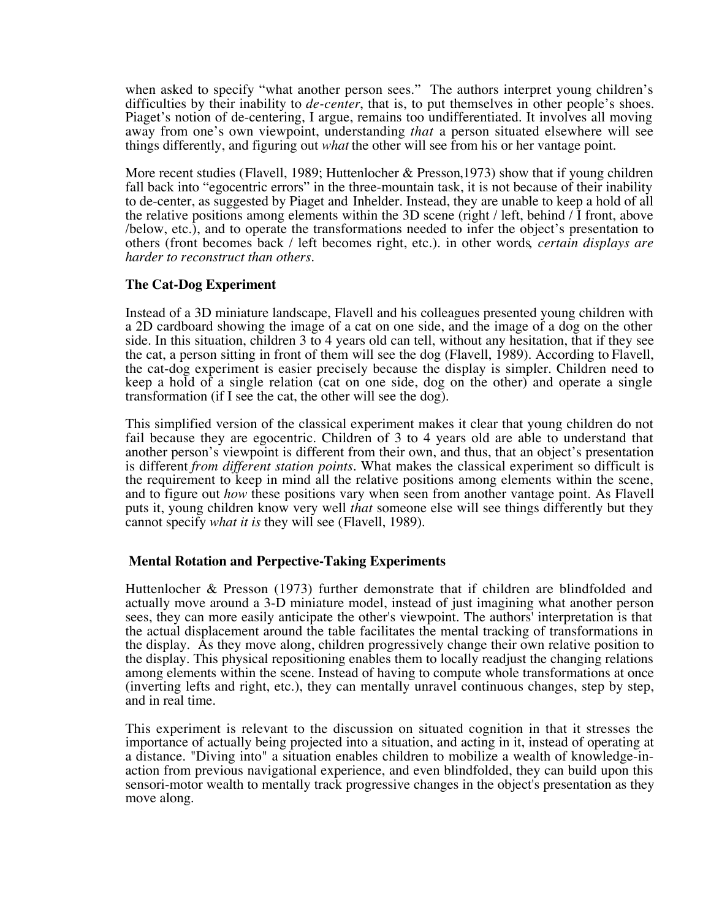when asked to specify "what another person sees." The authors interpret young children's difficulties by their inability to *de-center*, that is, to put themselves in other people's shoes. Piaget's notion of de-centering, I argue, remains too undifferentiated. It involves all moving away from one's own viewpoint, understanding *that* a person situated elsewhere will see things differently, and figuring out *what* the other will see from his or her vantage point.

More recent studies (Flavell, 1989; Huttenlocher & Presson,1973) show that if young children fall back into "egocentric errors" in the three-mountain task, it is not because of their inability to de-center, as suggested by Piaget and Inhelder. Instead, they are unable to keep a hold of all the relative positions among elements within the 3D scene (right / left, behind / I front, above /below, etc.), and to operate the transformations needed to infer the object's presentation to others (front becomes back / left becomes right, etc.). in other words*, certain displays are harder to reconstruct than others*.

### The Cat-Dog Experiment

Instead of a 3D miniature landscape, Flavell and his colleagues presented young children with a 2D cardboard showing the image of a cat on one side, and the image of a dog on the other side. In this situation, children 3 to 4 years old can tell, without any hesitation, that if they see the cat, a person sitting in front of them will see the dog (Flavell, 1989). According to Flavell, the cat-dog experiment is easier precisely because the display is simpler. Children need to keep a hold of a single relation (cat on one side, dog on the other) and operate a single transformation (if I see the cat, the other will see the dog).

This simplified version of the classical experiment makes it clear that young children do not fail because they are egocentric. Children of 3 to 4 years old are able to understand that another person's viewpoint is different from their own, and thus, that an object's presentation is different *from different station points*. What makes the classical experiment so difficult is the requirement to keep in mind all the relative positions among elements within the scene, and to figure out *how* these positions vary when seen from another vantage point. As Flavell puts it, young children know very well *that* someone else will see things differently but they cannot specify *what it is* they will see (Flavell, 1989).

### Mental Rotation and Perpective-Taking Experiments

Huttenlocher & Presson (1973) further demonstrate that if children are blindfolded and actually move around a 3-D miniature model, instead of just imagining what another person sees, they can more easily anticipate the other's viewpoint. The authors' interpretation is that the actual displacement around the table facilitates the mental tracking of transformations in the display. As they move along, children progressively change their own relative position to the display. This physical repositioning enables them to locally readjust the changing relations among elements within the scene. Instead of having to compute whole transformations at once (inverting lefts and right, etc.), they can mentally unravel continuous changes, step by step, and in real time.

This experiment is relevant to the discussion on situated cognition in that it stresses the importance of actually being projected into a situation, and acting in it, instead of operating at a distance. "Diving into" a situation enables children to mobilize a wealth of knowledge-in-action from previous navigational experience, and even blindfolded, they can build upon this sensori-motor wealth to mentally track progressive changes in the object's presentation as they move along.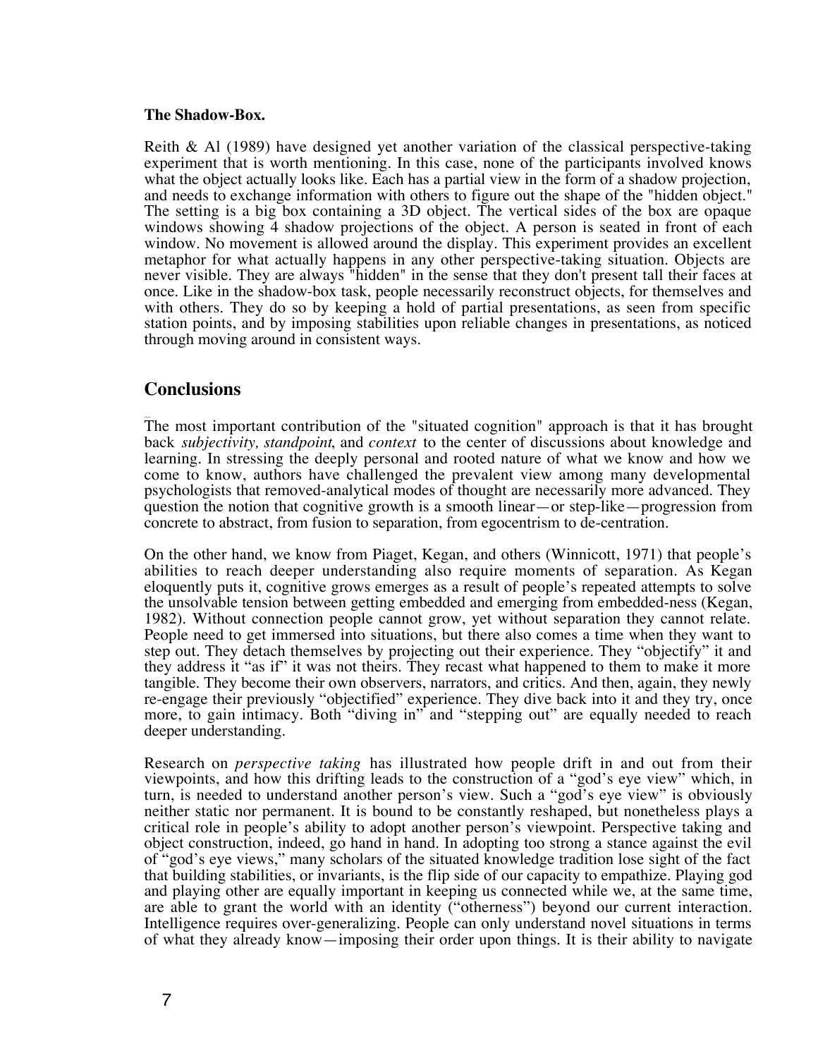**The Shadow-Box.**

Reith & Al (1989) have designed yet another variation of the classical perspective-taking experiment that is worth mentioning. In this case, none of the participants involved knows what the object actually looks like. Each has a partial view in the form of a shadow projection, and needs to exchange information with others to figure out the shape of the "hidden object." The setting is a big box containing a 3D object. The vertical sides of the box are opaque windows showing 4 shadow projections of the object. A person is seated in front of each window. No movement is allowed around the display. This experiment provides an excellent metaphor for what actually happens in any other perspective-taking situation. Objects are never visible. They are always "hidden" in the sense that they don't present tall their faces at once. Like in the shadow-box task, people necessarily reconstruct objects, for themselves and with others. They do so by keeping a hold of partial presentations, as seen from specific station points, and by imposing stabilities upon reliable changes in presentations, as noticed through moving around in consistent ways.

## Conclusions

The most important contribution of the "situated cognition" approach is that it has brought back *subjectivity, standpoint*, and *context* to the center of discussions about knowledge and learning. In stressing the deeply personal and rooted nature of what we know and how we come to know, authors have challenged the prevalent view among many developmental psychologists that removed-analytical modes of thought are necessarily more advanced. They question the notion that cognitive growth is a smooth linear—or step-like—progression from concrete to abstract, from fusion to separation, from egocentrism to de-centration.

On the other hand, we know from Piaget, Kegan, and others (Winnicott, 1971) that people's abilities to reach deeper understanding also require moments of separation. As Kegan eloquently puts it, cognitive grows emerges as a result of people's repeated attempts to solve the unsolvable tension between getting embedded and emerging from embedded-ness (Kegan, 1982). Without connection people cannot grow, yet without separation they cannot relate. People need to get immersed into situations, but there also comes a time when they want to step out. They detach themselves by projecting out their experience. They "objectify" it and they address it "as if" it was not theirs. They recast what happened to them to make it more tangible. They become their own observers, narrators, and critics. And then, again, they newly re-engage their previously "objectified" experience. They dive back into it and they try, once more, to gain intimacy. Both "diving in" and "stepping out" are equally needed to reach deeper understanding.

Research on *perspective taking* has illustrated how people drift in and out from their viewpoints, and how this drifting leads to the construction of a "god's eye view" which, in turn, is needed to understand another person's view. Such a "god's eye view" is obviously neither static nor permanent. It is bound to be constantly reshaped, but nonetheless plays a critical role in people's ability to adopt another person's viewpoint. Perspective taking and object construction, indeed, go hand in hand. In adopting too strong a stance against the evil of "god's eye views," many scholars of the situated knowledge tradition lose sight of the fact that building stabilities, or invariants, is the flip side of our capacity to empathize. Playing god and playing other are equally important in keeping us connected while we, at the same time, are able to grant the world with an identity ("otherness") beyond our current interaction. Intelligence requires over-generalizing. People can only understand novel situations in terms of what they already know—imposing their order upon things. It is their ability to navigate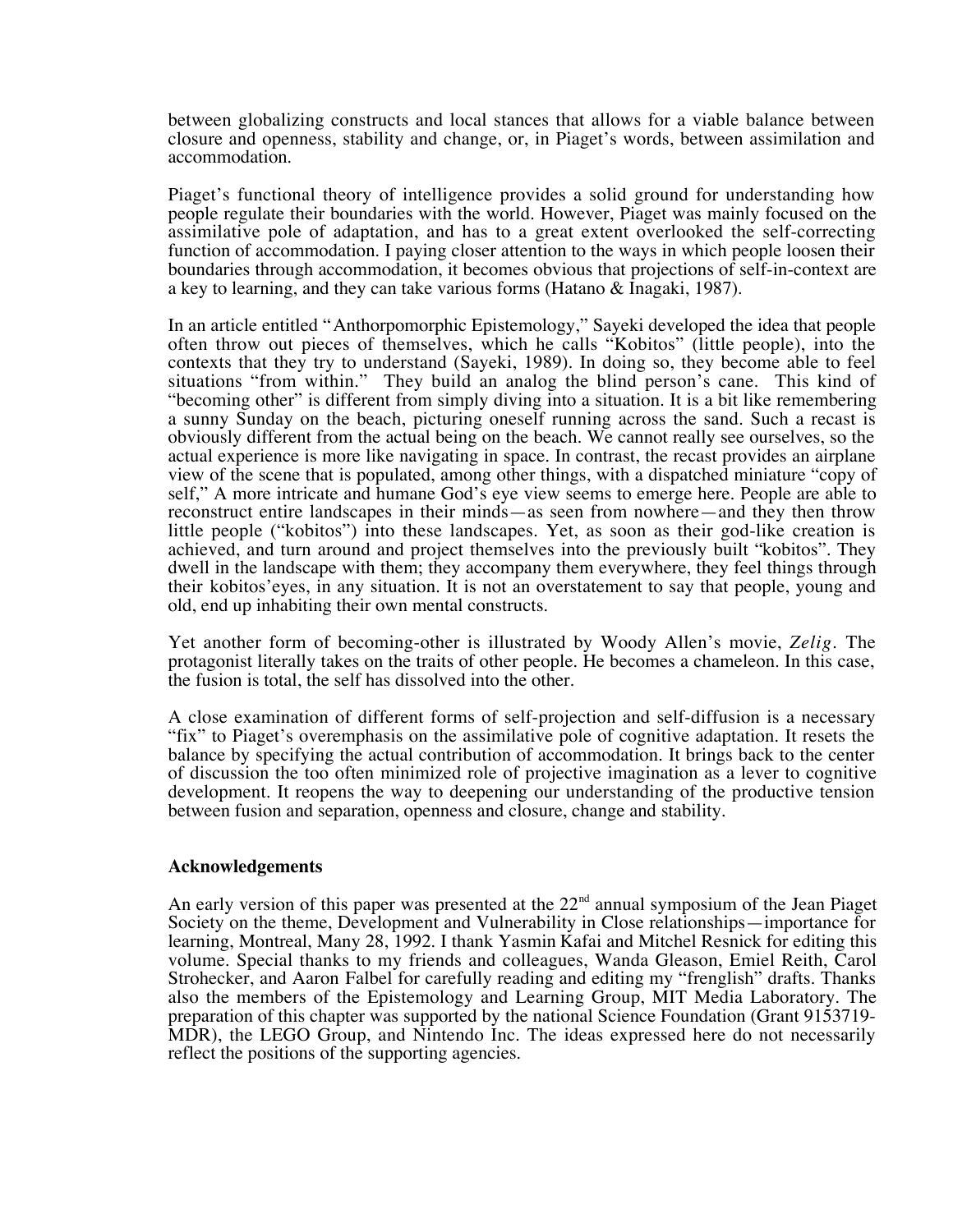between globalizing constructs and local stances that allows for a viable balance between closure and openness, stability and change, or, in Piaget's words, between assimilation and accommodation.

Piaget's functional theory of intelligence provides a solid ground for understanding how people regulate their boundaries with the world. However, Piaget was mainly focused on the assimilative pole of adaptation, and has to a great extent overlooked the self-correcting function of accommodation. I paying closer attention to the ways in which people loosen their boundaries through accommodation, it becomes obvious that projections of self-in-context are a key to learning, and they can take various forms (Hatano & Inagaki, 1987).

In an article entitled "Anthorpomorphic Epistemology," Sayeki developed the idea that people often throw out pieces of themselves, which he calls "Kobitos" (little people), into the contexts that they try to understand (Sayeki, 1989). In doing so, they become able to feel situations "from within." They build an analog the blind person's cane. This kind of "becoming other" is different from simply diving into a situation. It is a bit like remembering a sunny Sunday on the beach, picturing oneself running across the sand. Such a recast is obviously different from the actual being on the beach. We cannot really see ourselves, so the actual experience is more like navigating in space. In contrast, the recast provides an airplane view of the scene that is populated, among other things, with a dispatched miniature "copy of self," A more intricate and humane God's eye view seems to emerge here. People are able to reconstruct entire landscapes in their minds—as seen from nowhere—and they then throw little people ("kobitos") into these landscapes. Yet, as soon as their god-like creation is achieved, and turn around and project themselves into the previously built "kobitos". They dwell in the landscape with them; they accompany them everywhere, they feel things through their kobitos'eyes, in any situation. It is not an overstatement to say that people, young and old, end up inhabiting their own mental constructs.

Yet another form of becoming-other is illustrated by Woody Allen's movie, *Zelig*. The protagonist literally takes on the traits of other people. He becomes a chameleon. In this case, the fusion is total, the self has dissolved into the other.

A close examination of different forms of self-projection and self-diffusion is a necessary "fix" to Piaget's overemphasis on the assimilative pole of cognitive adaptation. It resets the balance by specifying the actual contribution of accommodation. It brings back to the center of discussion the too often minimized role of projective imagination as a lever to cognitive development. It reopens the way to deepening our understanding of the productive tension between fusion and separation, openness and closure, change and stability.

**Acknowledgements**

An early version of this paper was presented at the 22nd annual symposium of the Jean Piaget Society on the theme, Development and Vulnerability in Close relationships—importance for learning, Montreal, Many 28, 1992. I thank Yasmin Kafai and Mitchel Resnick for editing this volume. Special thanks to my friends and colleagues, Wanda Gleason, Emiel Reith, Carol Strohecker, and Aaron Falbel for carefully reading and editing my "frenglish" drafts. Thanks also the members of the Epistemology and Learning Group, MIT Media Laboratory. The preparation of this chapter was supported by the national Science Foundation (Grant 9153719-MDR), the LEGO Group, and Nintendo Inc. The ideas expressed here do not necessarily reflect the positions of the supporting agencies.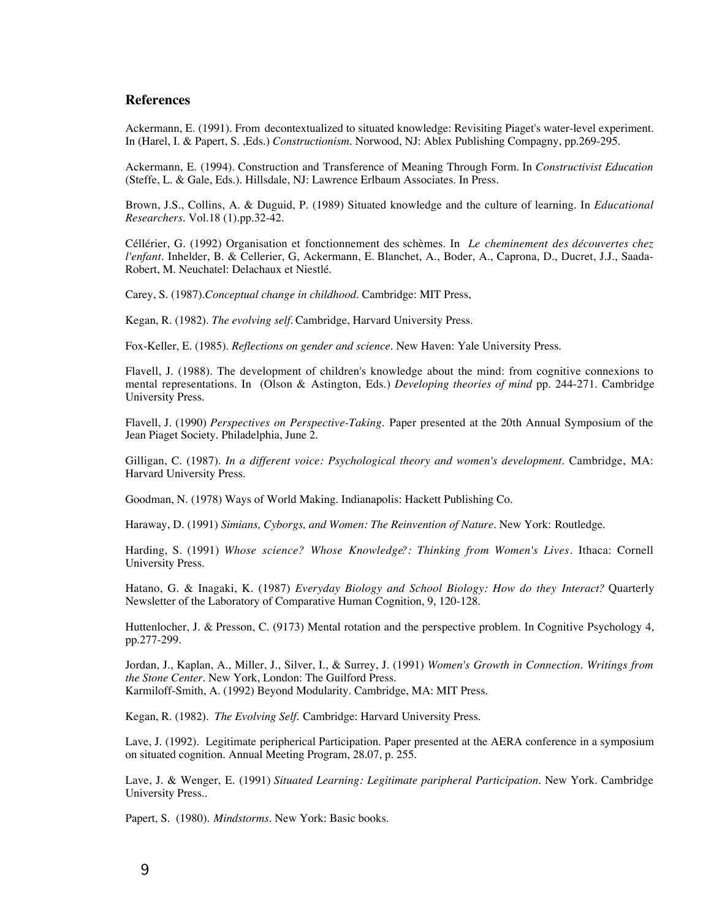## References

Ackermann, E. (1991). From decontextualized to situated knowledge: Revisiting Piaget's water-level experiment. In (Harel, I. & Papert, S. ,Eds.) *Constructionism*. Norwood, NJ: Ablex Publishing Compagny, pp.269-295.

Ackermann, E. (1994). Construction and Transference of Meaning Through Form. In *Constructivist Education* (Steffe, L. & Gale, Eds.). Hillsdale, NJ: Lawrence Erlbaum Associates. In Press.

Brown, J.S., Collins, A. & Duguid, P. (1989) Situated knowledge and the culture of learning. In *Educational Researchers*. Vol.18 (1).pp.32-42.

Céllérier, G. (1992) Organisation et fonctionnement des schèmes. In *Le cheminement des découvertes chez l'enfant*. Inhelder, B. & Cellerier, G, Ackermann, E. Blanchet, A., Boder, A., Caprona, D., Ducret, J.J., Saada-Robert, M. Neuchatel: Delachaux et Niestlé.

Carey, S. (1987).*Conceptual change in childhood*. Cambridge: MIT Press,

Kegan, R. (1982). *The evolving self*. Cambridge, Harvard University Press.

Fox-Keller, E. (1985). *Reflections on gender and science*. New Haven: Yale University Press.

Flavell, J. (1988). The development of children's knowledge about the mind: from cognitive connexions to mental representations. In (Olson & Astington, Eds.) *Developing theories of mind* pp. 244-271. Cambridge University Press.

Flavell, J. (1990) *Perspectives on Perspective-Taking*. Paper presented at the 20th Annual Symposium of the Jean Piaget Society. Philadelphia, June 2.

Gilligan, C. (1987). *In a different voice: Psychological theory and women's development*. Cambridge, MA: Harvard University Press.

Goodman, N. (1978) Ways of World Making. Indianapolis: Hackett Publishing Co.

Haraway, D. (1991) *Simians, Cyborgs, and Women: The Reinvention of Nature*. New York: Routledge.

Harding, S. (1991) *Whose science? Whose Knowledge?: Thinking from Women's Lives*. Ithaca: Cornell University Press.

Hatano, G. & Inagaki, K. (1987) *Everyday Biology and School Biology: How do they Interact?* Quarterly Newsletter of the Laboratory of Comparative Human Cognition, 9, 120-128.

Huttenlocher, J. & Presson, C. (9173) Mental rotation and the perspective problem. In Cognitive Psychology 4, pp.277-299.

Jordan, J., Kaplan, A., Miller, J., Silver, I., & Surrey, J. (1991) *Women's Growth in Connection. Writings from the Stone Center*. New York, London: The Guilford Press.
Karmiloff-Smith, A. (1992) Beyond Modularity. Cambridge, MA: MIT Press.

Kegan, R. (1982). *The Evolving Self*. Cambridge: Harvard University Press.

Lave, J. (1992). Legitimate peripherical Participation. Paper presented at the AERA conference in a symposium on situated cognition. Annual Meeting Program, 28.07, p. 255.

Lave, J. & Wenger, E. (1991) *Situated Learning: Legitimate paripheral Participation*. New York. Cambridge University Press..

Papert, S. (1980). *Mindstorms*. New York: Basic books.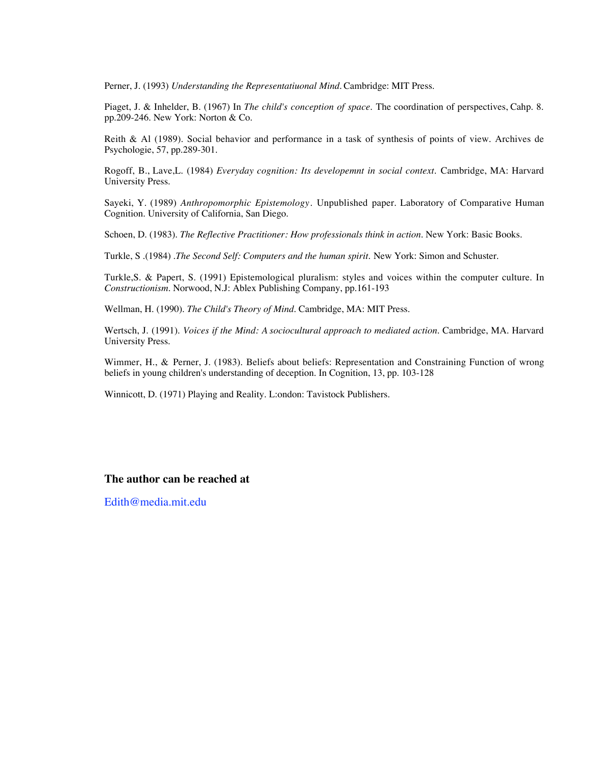Perner, J. (1993) *Understanding the Representatiuonal Mind.* Cambridge: MIT Press.

Piaget, J. & Inhelder, B. (1967) In *The child's conception of space.* The coordination of perspectives, Cahp. 8. pp.209-246. New York: Norton & Co.

Reith & Al (1989). Social behavior and performance in a task of synthesis of points of view. Archives de Psychologie, 57, pp.289-301.

Rogoff, B., Lave,L. (1984) *Everyday cognition: Its developemnt in social context.* Cambridge, MA: Harvard University Press.

Sayeki, Y. (1989) *Anthropomorphic Epistemology*. Unpublished paper. Laboratory of Comparative Human Cognition. University of California, San Diego.

Schoen, D. (1983). *The Reflective Practitioner: How professionals think in action.* New York: Basic Books.

Turkle, S .(1984) .*The Second Self: Computers and the human spirit.* New York: Simon and Schuster.

Turkle,S. & Papert, S. (1991) Epistemological pluralism: styles and voices within the computer culture. In *Constructionism.* Norwood, N.J: Ablex Publishing Company, pp.161-193

Wellman, H. (1990). *The Child's Theory of Mind.* Cambridge, MA: MIT Press.

Wertsch, J. (1991). *Voices if the Mind: A sociocultural approach to mediated action.* Cambridge, MA. Harvard University Press.

Wimmer, H., & Perner, J. (1983). Beliefs about beliefs: Representation and Constraining Function of wrong beliefs in young children's understanding of deception. In Cognition, 13, pp. 103-128

Winnicott, D. (1971) Playing and Reality. L:ondon: Tavistock Publishers.

**The author can be reached at**

Edith@media.mit.edu